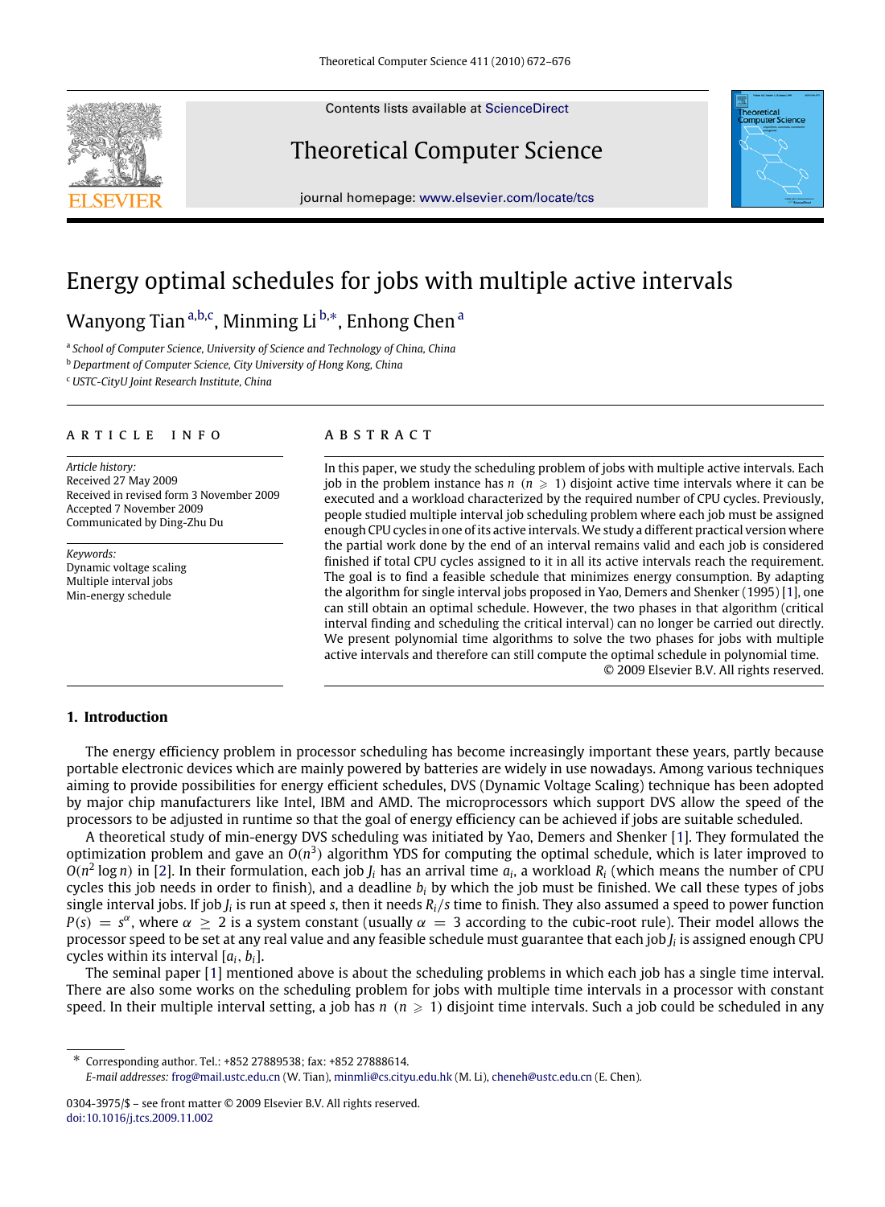# Energy optimal schedules for jobs with multiple active intervals

Wanyong Tian [a,b,c], Minming Li [b,*], Enhong Chen [a]

[a] *School of Computer Science, University of Science and Technology of China, China*
[b] *Department of Computer Science, City University of Hong Kong, China*
[c] *USTC-CityU Joint Research Institute, China*

## ARTICLE INFO

*Article history:*
Received 27 May 2009
Received in revised form 3 November 2009
Accepted 7 November 2009
Communicated by Ding-Zhu Du

*Keywords:*
Dynamic voltage scaling
Multiple interval jobs
Min-energy schedule

## ABSTRACT

In this paper, we study the scheduling problem of jobs with multiple active intervals. Each job in the problem instance has $n$ $(n \geqslant 1)$ disjoint active time intervals where it can be executed and a workload characterized by the required number of CPU cycles. Previously, people studied multiple interval job scheduling problem where each job must be assigned enough CPU cycles in one of its active intervals. We study a different practical version where the partial work done by the end of an interval remains valid and each job is considered finished if total CPU cycles assigned to it in all its active intervals reach the requirement. The goal is to find a feasible schedule that minimizes energy consumption. By adapting the algorithm for single interval jobs proposed in Yao, Demers and Shenker (1995) [1], one can still obtain an optimal schedule. However, the two phases in that algorithm (critical interval finding and scheduling the critical interval) can no longer be carried out directly. We present polynomial time algorithms to solve the two phases for jobs with multiple active intervals and therefore can still compute the optimal schedule in polynomial time.

© 2009 Elsevier B.V. All rights reserved.

## 1. Introduction

The energy efficiency problem in processor scheduling has become increasingly important these years, partly because portable electronic devices which are mainly powered by batteries are widely in use nowadays. Among various techniques aiming to provide possibilities for energy efficient schedules, DVS (Dynamic Voltage Scaling) technique has been adopted by major chip manufacturers like Intel, IBM and AMD. The microprocessors which support DVS allow the speed of the processors to be adjusted in runtime so that the goal of energy efficiency can be achieved if jobs are suitable scheduled.

A theoretical study of min-energy DVS scheduling was initiated by Yao, Demers and Shenker [1]. They formulated the optimization problem and gave an $O(n^3)$ algorithm YDS for computing the optimal schedule, which is later improved to $O(n^2 \log n)$ in [2]. In their formulation, each job $J_i$ has an arrival time $a_i$, a workload $R_i$ (which means the number of CPU cycles this job needs in order to finish), and a deadline $b_i$ by which the job must be finished. We call these types of jobs single interval jobs. If job $J_i$ is run at speed $s$, then it needs $R_i/s$ time to finish. They also assumed a speed to power function $P(s) = s^\alpha$, where $\alpha \geq 2$ is a system constant (usually $\alpha = 3$ according to the cubic-root rule). Their model allows the processor speed to be set at any real value and any feasible schedule must guarantee that each job $J_i$ is assigned enough CPU cycles within its interval $[a_i, b_i]$.

The seminal paper [1] mentioned above is about the scheduling problems in which each job has a single time interval. There are also some works on the scheduling problem for jobs with multiple time intervals in a processor with constant speed. In their multiple interval setting, a job has $n$ $(n \geqslant 1)$ disjoint time intervals. Such a job could be scheduled in any

---

* Corresponding author. Tel.: +852 27889538; fax: +852 27888614.
*E-mail addresses:* frog@mail.ustc.edu.cn (W. Tian), minmli@cs.cityu.edu.hk (M. Li), cheneh@ustc.edu.cn (E. Chen).

0304-3975/$ – see front matter © 2009 Elsevier B.V. All rights reserved.
doi:10.1016/j.tcs.2009.11.002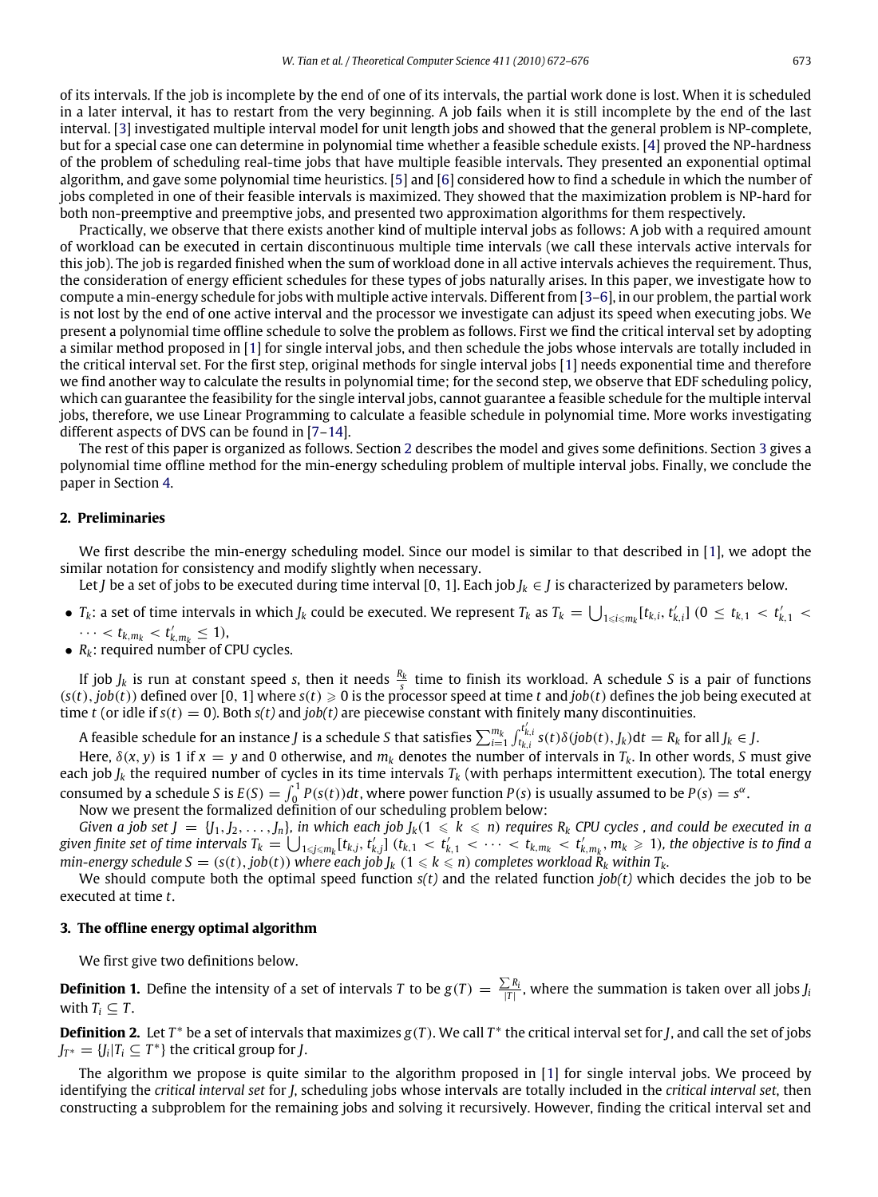of its intervals. If the job is incomplete by the end of one of its intervals, the partial work done is lost. When it is scheduled in a later interval, it has to restart from the very beginning. A job fails when it is still incomplete by the end of the last interval. [3] investigated multiple interval model for unit length jobs and showed that the general problem is NP-complete, but for a special case one can determine in polynomial time whether a feasible schedule exists. [4] proved the NP-hardness of the problem of scheduling real-time jobs that have multiple feasible intervals. They presented an exponential optimal algorithm, and gave some polynomial time heuristics. [5] and [6] considered how to find a schedule in which the number of jobs completed in one of their feasible intervals is maximized. They showed that the maximization problem is NP-hard for both non-preemptive and preemptive jobs, and presented two approximation algorithms for them respectively.

Practically, we observe that there exists another kind of multiple interval jobs as follows: A job with a required amount of workload can be executed in certain discontinuous multiple time intervals (we call these intervals active intervals for this job). The job is regarded finished when the sum of workload done in all active intervals achieves the requirement. Thus, the consideration of energy efficient schedules for these types of jobs naturally arises. In this paper, we investigate how to compute a min-energy schedule for jobs with multiple active intervals. Different from [3–6], in our problem, the partial work is not lost by the end of one active interval and the processor we investigate can adjust its speed when executing jobs. We present a polynomial time offline schedule to solve the problem as follows. First we find the critical interval set by adopting a similar method proposed in [1] for single interval jobs, and then schedule the jobs whose intervals are totally included in the critical interval set. For the first step, original methods for single interval jobs [1] needs exponential time and therefore we find another way to calculate the results in polynomial time; for the second step, we observe that EDF scheduling policy, which can guarantee the feasibility for the single interval jobs, cannot guarantee a feasible schedule for the multiple interval jobs, therefore, we use Linear Programming to calculate a feasible schedule in polynomial time. More works investigating different aspects of DVS can be found in [7–14].

The rest of this paper is organized as follows. Section 2 describes the model and gives some definitions. Section 3 gives a polynomial time offline method for the min-energy scheduling problem of multiple interval jobs. Finally, we conclude the paper in Section 4.

## 2. Preliminaries

We first describe the min-energy scheduling model. Since our model is similar to that described in [1], we adopt the similar notation for consistency and modify slightly when necessary.

Let $J$ be a set of jobs to be executed during time interval $[0, 1]$. Each job $J_k \in J$ is characterized by parameters below.

- $T_k$: a set of time intervals in which $J_k$ could be executed. We represent $T_k$ as $T_k = \bigcup_{1 \leqslant i \leqslant m_k} [t_{k,i}, t'_{k,i}]$ $(0 \le t_{k,1} < t'_{k,1} < \cdots < t_{k,m_k} < t'_{k,m_k} \le 1)$,
- $R_k$: required number of CPU cycles.

If job $J_k$ is run at constant speed $s$, then it needs $\frac{R_k}{s}$ time to finish its workload. A schedule $S$ is a pair of functions $(s(t), job(t))$ defined over $[0, 1]$ where $s(t) \geqslant 0$ is the processor speed at time $t$ and $job(t)$ defines the job being executed at time $t$ (or idle if $s(t) = 0$). Both *s(t)* and *job(t)* are piecewise constant with finitely many discontinuities.

A feasible schedule for an instance $J$ is a schedule $S$ that satisfies $\sum_{i=1}^{m_k} \int_{t_{k,i}}^{t'_{k,i}} s(t)\delta(job(t), J_k)\mathrm{d}t = R_k$ for all $J_k \in J$.

Here, $\delta(x, y)$ is 1 if $x = y$ and 0 otherwise, and $m_k$ denotes the number of intervals in $T_k$. In other words, $S$ must give each job $J_k$ the required number of cycles in its time intervals $T_k$ (with perhaps intermittent execution). The total energy consumed by a schedule $S$ is $E(S) = \int_0^1 P(s(t))dt$, where power function $P(s)$ is usually assumed to be $P(s) = s^{\alpha}$.

Now we present the formalized definition of our scheduling problem below:

*Given a job set $J = \{J_1, J_2, \ldots, J_n\}$, in which each job $J_k (1 \leqslant k \leqslant n)$ requires $R_k$ CPU cycles , and could be executed in a given finite set of time intervals $T_k = \bigcup_{1 \leqslant j \leqslant m_k} [t_{k,j}, t'_{k,j}]$ $(t_{k,1} < t'_{k,1} < \cdots < t_{k,m_k} < t'_{k,m_k}, m_k \geqslant 1)$, the objective is to find a min-energy schedule $S = (s(t), job(t))$ where each job $J_k$ $(1 \leqslant k \leqslant n)$ completes workload $R_k$ within $T_k$.*

We should compute both the optimal speed function *s(t)* and the related function *job(t)* which decides the job to be executed at time $t$.

## 3. The offline energy optimal algorithm

We first give two definitions below.

**Definition 1.** Define the intensity of a set of intervals $T$ to be $g(T) = \frac{\sum R_i}{|T|}$, where the summation is taken over all jobs $J_i$ with $T_i \subseteq T$.

**Definition 2.** Let $T^*$ be a set of intervals that maximizes $g(T)$. We call $T^*$ the critical interval set for $J$, and call the set of jobs $J_{T^*} = \{J_i | T_i \subseteq T^*\}$ the critical group for $J$.

The algorithm we propose is quite similar to the algorithm proposed in [1] for single interval jobs. We proceed by identifying the *critical interval set* for $J$, scheduling jobs whose intervals are totally included in the *critical interval set*, then constructing a subproblem for the remaining jobs and solving it recursively. However, finding the critical interval set and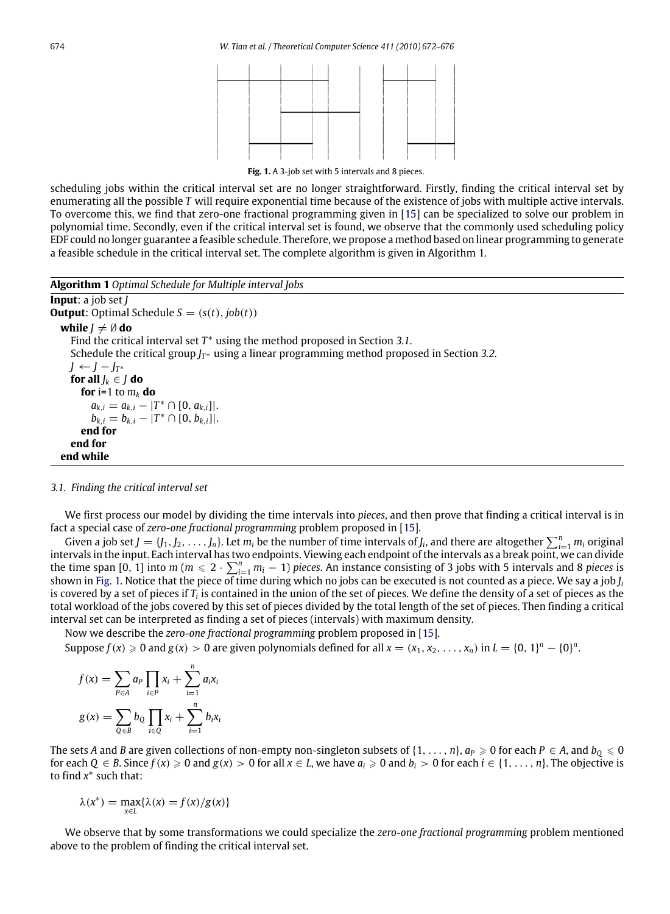Fig. 1. A 3-job set with 5 intervals and 8 pieces.

scheduling jobs within the critical interval set are no longer straightforward. Firstly, finding the critical interval set by enumerating all the possible $T$ will require exponential time because of the existence of jobs with multiple active intervals. To overcome this, we find that zero-one fractional programming given in [15] can be specialized to solve our problem in polynomial time. Secondly, even if the critical interval set is found, we observe that the commonly used scheduling policy EDF could no longer guarantee a feasible schedule. Therefore, we propose a method based on linear programming to generate a feasible schedule in the critical interval set. The complete algorithm is given in Algorithm 1.

---

**Algorithm 1** *Optimal Schedule for Multiple interval Jobs*

---

**Input**: a job set $J$
**Output**: Optimal Schedule $S = (s(t), job(t))$
  **while** $J \neq \emptyset$ **do**
    Find the critical interval set $T^*$ using the method proposed in Section *3.1*.
    Schedule the critical group $J_{T^*}$ using a linear programming method proposed in Section *3.2*.
    $J \leftarrow J - J_{T^*}$
    **for all** $J_k \in J$ **do**
      **for** i=1 to $m_k$ **do**
        $a_{k,i} = a_{k,i} - |T^* \cap [0, a_{k,i}]|$.
        $b_{k,i} = b_{k,i} - |T^* \cap [0, b_{k,i}]|$.
      **end for**
    **end for**
  **end while**

---

*3.1. Finding the critical interval set*

We first process our model by dividing the time intervals into *pieces*, and then prove that finding a critical interval is in fact a special case of *zero-one fractional programming* problem proposed in [15].

Given a job set $J = \{J_1, J_2, \dots, J_n\}$. Let $m_i$ be the number of time intervals of $J_i$, and there are altogether $\sum_{i=1}^{n} m_i$ original intervals in the input. Each interval has two endpoints. Viewing each endpoint of the intervals as a break point, we can divide the time span [0, 1] into $m$ ($m \leqslant 2 \cdot \sum_{i=1}^{n} m_i - 1$) *pieces*. An instance consisting of 3 jobs with 5 intervals and 8 *pieces* is shown in Fig. 1. Notice that the piece of time during which no jobs can be executed is not counted as a piece. We say a job $J_i$ is covered by a set of pieces if $T_i$ is contained in the union of the set of pieces. We define the density of a set of pieces as the total workload of the jobs covered by this set of pieces divided by the total length of the set of pieces. Then finding a critical interval set can be interpreted as finding a set of pieces (intervals) with maximum density.

Now we describe the *zero-one fractional programming* problem proposed in [15].

Suppose $f(x) \geqslant 0$ and $g(x) > 0$ are given polynomials defined for all $x = (x_1, x_2, \dots, x_n)$ in $L = \{0, 1\}^n - \{0\}^n$.

$$f(x) = \sum_{P \in A} a_P \prod_{i \in P} x_i + \sum_{i=1}^{n} a_i x_i$$

$$g(x) = \sum_{Q \in B} b_Q \prod_{i \in Q} x_i + \sum_{i=1}^{n} b_i x_i$$

The sets $A$ and $B$ are given collections of non-empty non-singleton subsets of $\{1, \dots, n\}$, $a_P \geqslant 0$ for each $P \in A$, and $b_Q \leqslant 0$ for each $Q \in B$. Since $f(x) \geqslant 0$ and $g(x) > 0$ for all $x \in L$, we have $a_i \geqslant 0$ and $b_i > 0$ for each $i \in \{1, \dots, n\}$. The objective is to find $x^*$ such that:

$$\lambda(x^*) = \max_{x \in L} \{\lambda(x) = f(x)/g(x)\}$$

We observe that by some transformations we could specialize the *zero-one fractional programming* problem mentioned above to the problem of finding the critical interval set.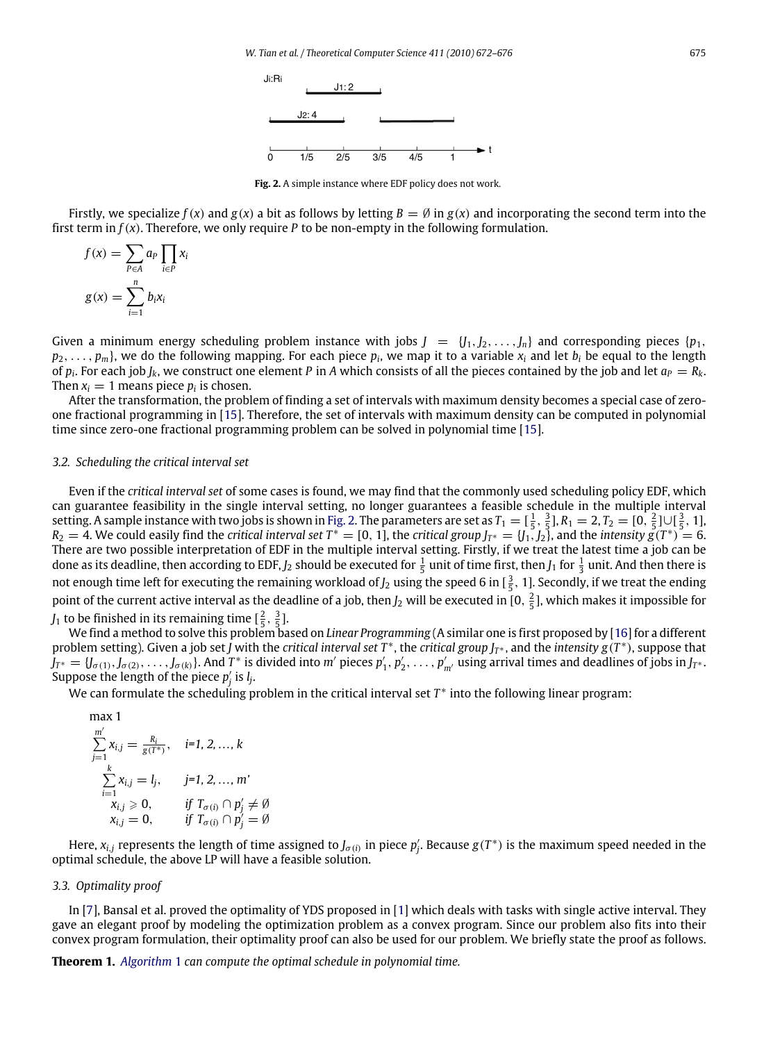**Fig. 2.** A simple instance where EDF policy does not work.

Firstly, we specialize $f(x)$ and $g(x)$ a bit as follows by letting $B = \emptyset$ in $g(x)$ and incorporating the second term into the first term in $f(x)$. Therefore, we only require $P$ to be non-empty in the following formulation.

$$f(x) = \sum_{P \in A} a_P \prod_{i \in P} x_i$$

$$g(x) = \sum_{i=1}^{n} b_i x_i$$

Given a minimum energy scheduling problem instance with jobs $J = \{J_1, J_2, \ldots, J_n\}$ and corresponding pieces $\{p_1, p_2, \ldots, p_m\}$, we do the following mapping. For each piece $p_i$, we map it to a variable $x_i$ and let $b_i$ be equal to the length of $p_i$. For each job $J_k$, we construct one element $P$ in $A$ which consists of all the pieces contained by the job and let $a_P = R_k$. Then $x_i = 1$ means piece $p_i$ is chosen.

After the transformation, the problem of finding a set of intervals with maximum density becomes a special case of zero-one fractional programming in [15]. Therefore, the set of intervals with maximum density can be computed in polynomial time since zero-one fractional programming problem can be solved in polynomial time [15].

### 3.2. Scheduling the critical interval set

Even if the *critical interval set* of some cases is found, we may find that the commonly used scheduling policy EDF, which can guarantee feasibility in the single interval setting, no longer guarantees a feasible schedule in the multiple interval setting. A sample instance with two jobs is shown in Fig. 2. The parameters are set as $T_1 = [\frac{1}{5}, \frac{3}{5}]$, $R_1 = 2$, $T_2 = [0, \frac{2}{5}] \cup [\frac{3}{5}, 1]$, $R_2 = 4$. We could easily find the *critical interval set* $T^* = [0, 1]$, the *critical group* $J_{T^*} = \{J_1, J_2\}$, and the *intensity* $g(T^*) = 6$. There are two possible interpretation of EDF in the multiple interval setting. Firstly, if we treat the latest time a job can be done as its deadline, then according to EDF, $J_2$ should be executed for $\frac{1}{5}$ unit of time first, then $J_1$ for $\frac{1}{3}$ unit. And then there is not enough time left for executing the remaining workload of $J_2$ using the speed 6 in $[\frac{3}{5}, 1]$. Secondly, if we treat the ending point of the current active interval as the deadline of a job, then $J_2$ will be executed in $[0, \frac{2}{5}]$, which makes it impossible for $J_1$ to be finished in its remaining time $[\frac{2}{5}, \frac{3}{5}]$.

We find a method to solve this problem based on *Linear Programming* (A similar one is first proposed by [16] for a different problem setting). Given a job set $J$ with the *critical interval set* $T^*$, the *critical group* $J_{T^*}$, and the *intensity* $g(T^*)$, suppose that $J_{T^*} = \{J_{\sigma(1)}, J_{\sigma(2)}, \ldots, J_{\sigma(k)}\}$. And $T^*$ is divided into $m'$ pieces $p'_1, p'_2, \ldots, p'_{m'}$ using arrival times and deadlines of jobs in $J_{T^*}$. Suppose the length of the piece $p'_j$ is $l_j$.

We can formulate the scheduling problem in the critical interval set $T^*$ into the following linear program:

$$\max 1$$

$$\sum_{j=1}^{m'} x_{i,j} = \frac{R_i}{g(T^*)}, \quad i=1, 2, \ldots, k$$

$$\sum_{i=1}^{k} x_{i,j} = l_j, \quad j=1, 2, \ldots, m'$$

$$x_{i,j} \geqslant 0, \quad \text{if } T_{\sigma(i)} \cap p'_j \neq \emptyset$$

$$x_{i,j} = 0, \quad \text{if } T_{\sigma(i)} \cap p'_j = \emptyset$$

Here, $x_{i,j}$ represents the length of time assigned to $J_{\sigma(i)}$ in piece $p'_j$. Because $g(T^*)$ is the maximum speed needed in the optimal schedule, the above LP will have a feasible solution.

### 3.3. Optimality proof

In [7], Bansal et al. proved the optimality of YDS proposed in [1] which deals with tasks with single active interval. They gave an elegant proof by modeling the optimization problem as a convex program. Since our problem also fits into their convex program formulation, their optimality proof can also be used for our problem. We briefly state the proof as follows.

**Theorem 1.** *Algorithm 1 can compute the optimal schedule in polynomial time.*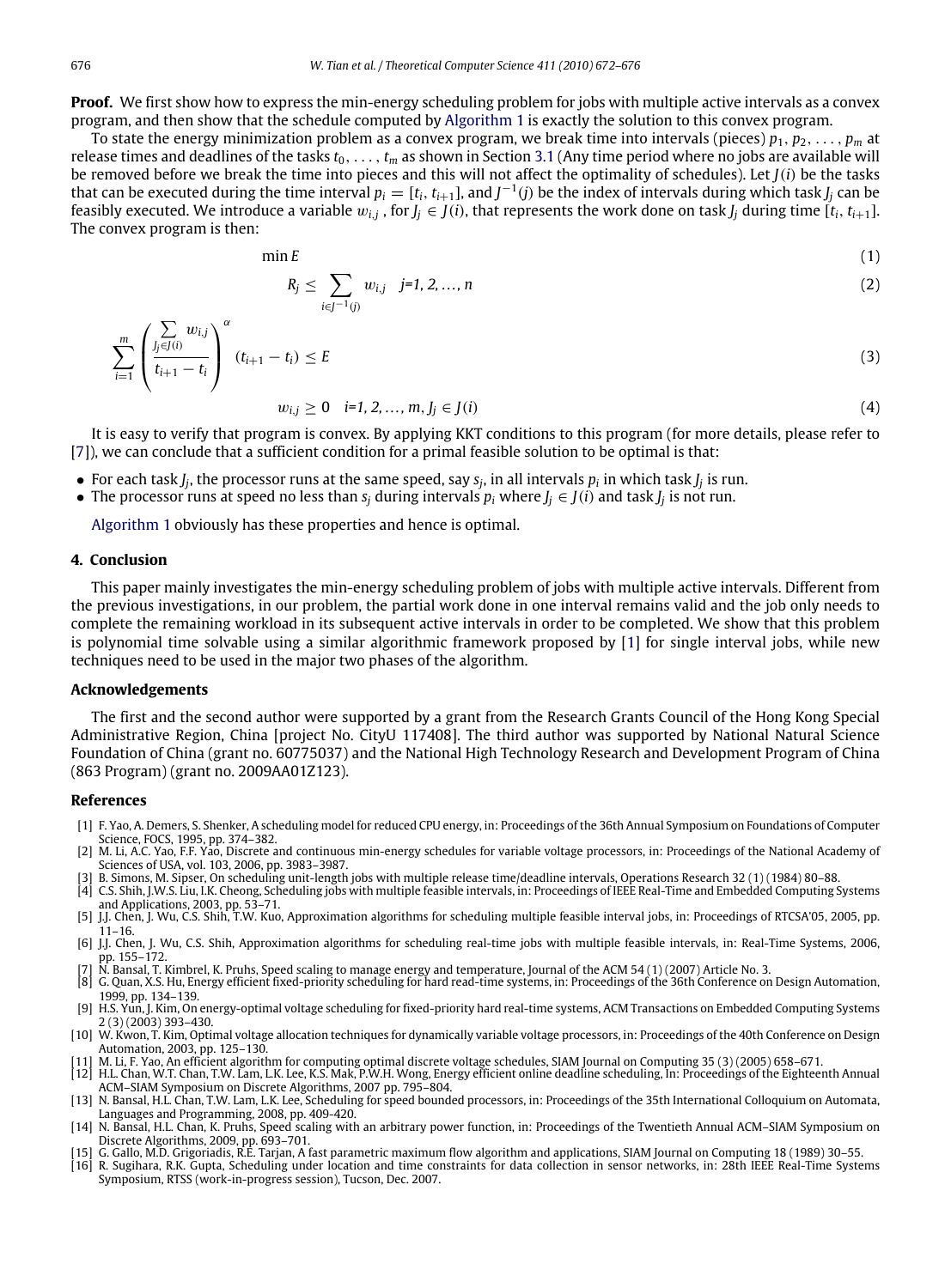**Proof.** We first show how to express the min-energy scheduling problem for jobs with multiple active intervals as a convex program, and then show that the schedule computed by Algorithm 1 is exactly the solution to this convex program.

To state the energy minimization problem as a convex program, we break time into intervals (pieces) $p_1, p_2, \ldots, p_m$ at release times and deadlines of the tasks $t_0, \ldots, t_m$ as shown in Section 3.1 (Any time period where no jobs are available will be removed before we break the time into pieces and this will not affect the optimality of schedules). Let $J(i)$ be the tasks that can be executed during the time interval $p_i = [t_i, t_{i+1}]$, and $J^{-1}(j)$ be the index of intervals during which task $J_j$ can be feasibly executed. We introduce a variable $w_{i,j}$, for $J_j \in J(i)$, that represents the work done on task $J_j$ during time $[t_i, t_{i+1}]$. The convex program is then:

$$\min E \tag{1}$$

$$R_j \leq \sum_{i \in J^{-1}(j)} w_{i,j} \quad j=1, 2, \ldots, n \tag{2}$$

$$\sum_{i=1}^{m} \left( \frac{\sum_{J_j \in J(i)} w_{i,j}}{t_{i+1} - t_i} \right)^{\alpha} (t_{i+1} - t_i) \leq E \tag{3}$$

$$w_{i,j} \geq 0 \quad i=1, 2, \ldots, m, J_j \in J(i) \tag{4}$$

It is easy to verify that program is convex. By applying KKT conditions to this program (for more details, please refer to [7]), we can conclude that a sufficient condition for a primal feasible solution to be optimal is that:

- For each task $J_j$, the processor runs at the same speed, say $s_j$, in all intervals $p_i$ in which task $J_j$ is run.
- The processor runs at speed no less than $s_j$ during intervals $p_i$ where $J_j \in J(i)$ and task $J_j$ is not run.

Algorithm 1 obviously has these properties and hence is optimal.

## 4. Conclusion

This paper mainly investigates the min-energy scheduling problem of jobs with multiple active intervals. Different from the previous investigations, in our problem, the partial work done in one interval remains valid and the job only needs to complete the remaining workload in its subsequent active intervals in order to be completed. We show that this problem is polynomial time solvable using a similar algorithmic framework proposed by [1] for single interval jobs, while new techniques need to be used in the major two phases of the algorithm.

## Acknowledgements

The first and the second author were supported by a grant from the Research Grants Council of the Hong Kong Special Administrative Region, China [project No. CityU 117408]. The third author was supported by National Natural Science Foundation of China (grant no. 60775037) and the National High Technology Research and Development Program of China (863 Program) (grant no. 2009AA01Z123).

## References

[1] F. Yao, A. Demers, S. Shenker, A scheduling model for reduced CPU energy, in: Proceedings of the 36th Annual Symposium on Foundations of Computer Science, FOCS, 1995, pp. 374–382.

[2] M. Li, A.C. Yao, F.F. Yao, Discrete and continuous min-energy schedules for variable voltage processors, in: Proceedings of the National Academy of Sciences of USA, vol. 103, 2006, pp. 3983–3987.

[3] B. Simons, M. Sipser, On scheduling unit-length jobs with multiple release time/deadline intervals, Operations Research 32 (1) (1984) 80–88.

[4] C.S. Shih, J.W.S. Liu, I.K. Cheong, Scheduling jobs with multiple feasible intervals, in: Proceedings of IEEE Real-Time and Embedded Computing Systems and Applications, 2003, pp. 53–71.

[5] J.J. Chen, J. Wu, C.S. Shih, T.W. Kuo, Approximation algorithms for scheduling multiple feasible interval jobs, in: Proceedings of RTCSA'05, 2005, pp. 11–16.

[6] J.J. Chen, J. Wu, C.S. Shih, Approximation algorithms for scheduling real-time jobs with multiple feasible intervals, in: Real-Time Systems, 2006, pp. 155–172.

[7] N. Bansal, T. Kimbrel, K. Pruhs, Speed scaling to manage energy and temperature, Journal of the ACM 54 (1) (2007) Article No. 3.

[8] G. Quan, X.S. Hu, Energy efficient fixed-priority scheduling for hard read-time systems, in: Proceedings of the 36th Conference on Design Automation, 1999, pp. 134–139.

[9] H.S. Yun, J. Kim, On energy-optimal voltage scheduling for fixed-priority hard real-time systems, ACM Transactions on Embedded Computing Systems 2 (3) (2003) 393–430.

[10] W. Kwon, T. Kim, Optimal voltage allocation techniques for dynamically variable voltage processors, in: Proceedings of the 40th Conference on Design Automation, 2003, pp. 125–130.

[11] M. Li, F. Yao, An efficient algorithm for computing optimal discrete voltage schedules, SIAM Journal on Computing 35 (3) (2005) 658–671.

[12] H.L. Chan, W.T. Chan, T.W. Lam, L.K. Lee, K.S. Mak, P.W.H. Wong, Energy efficient online deadline scheduling, In: Proceedings of the Eighteenth Annual ACM–SIAM Symposium on Discrete Algorithms, 2007 pp. 795–804.

[13] N. Bansal, H.L. Chan, T.W. Lam, L.K. Lee, Scheduling for speed bounded processors, in: Proceedings of the 35th International Colloquium on Automata, Languages and Programming, 2008, pp. 409-420.

[14] N. Bansal, H.L. Chan, K. Pruhs, Speed scaling with an arbitrary power function, in: Proceedings of the Twentieth Annual ACM–SIAM Symposium on Discrete Algorithms, 2009, pp. 693–701.

[15] G. Gallo, M.D. Grigoriadis, R.E. Tarjan, A fast parametric maximum flow algorithm and applications, SIAM Journal on Computing 18 (1989) 30–55.

[16] R. Sugihara, R.K. Gupta, Scheduling under location and time constraints for data collection in sensor networks, in: 28th IEEE Real-Time Systems Symposium, RTSS (work-in-progress session), Tucson, Dec. 2007.